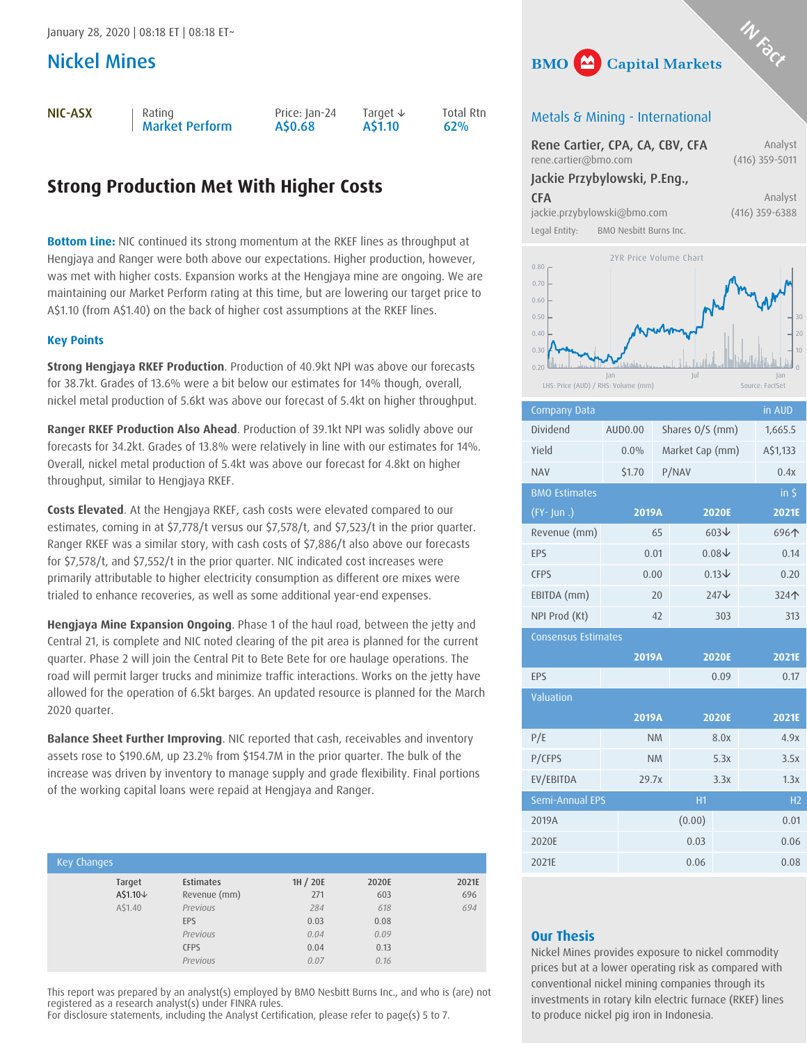January 28, 2020 | 08:18 ET | 08:18 ET~

# Nickel Mines

| NIC-ASX | Rating | Price: Jan-24 | Target ↓ | Total Rtn |
|---|---|---|---|---|
| | Market Perform | A$0.68 | A$1.10 | 62% |

## Strong Production Met With Higher Costs

**Bottom Line:** NIC continued its strong momentum at the RKEF lines as throughput at Hengjaya and Ranger were both above our expectations. Higher production, however, was met with higher costs. Expansion works at the Hengjaya mine are ongoing. We are maintaining our Market Perform rating at this time, but are lowering our target price to A$1.10 (from A$1.40) on the back of higher cost assumptions at the RKEF lines.

### Key Points

**Strong Hengjaya RKEF Production**. Production of 40.9kt NPI was above our forecasts for 38.7kt. Grades of 13.6% were a bit below our estimates for 14% though, overall, nickel metal production of 5.6kt was above our forecast of 5.4kt on higher throughput.

**Ranger RKEF Production Also Ahead**. Production of 39.1kt NPI was solidly above our forecasts for 34.2kt. Grades of 13.8% were relatively in line with our estimates for 14%. Overall, nickel metal production of 5.4kt was above our forecast for 4.8kt on higher throughput, similar to Hengjaya RKEF.

**Costs Elevated**. At the Hengjaya RKEF, cash costs were elevated compared to our estimates, coming in at $7,778/t versus our $7,578/t, and $7,523/t in the prior quarter. Ranger RKEF was a similar story, with cash costs of $7,886/t also above our forecasts for $7,578/t, and $7,552/t in the prior quarter. NIC indicated cost increases were primarily attributable to higher electricity consumption as different ore mixes were trialed to enhance recoveries, as well as some additional year-end expenses.

**Hengjaya Mine Expansion Ongoing**. Phase 1 of the haul road, between the jetty and Central 21, is complete and NIC noted clearing of the pit area is planned for the current quarter. Phase 2 will join the Central Pit to Bete Bete for ore haulage operations. The road will permit larger trucks and minimize traffic interactions. Works on the jetty have allowed for the operation of 6.5kt barges. An updated resource is planned for the March 2020 quarter.

**Balance Sheet Further Improving**. NIC reported that cash, receivables and inventory assets rose to $190.6M, up 23.2% from $154.7M in the prior quarter. The bulk of the increase was driven by inventory to manage supply and grade flexibility. Final portions of the working capital loans were repaid at Hengjaya and Ranger.

**Key Changes**

| Target | Estimates | 1H / 20E | 2020E | 2021E |
|---|---|---|---|---|
| A$1.10↓ | Revenue (mm) | 271 | 603 | 696 |
| A$1.40 | *Previous* | *284* | *618* | *694* |
| | EPS | 0.03 | 0.08 | |
| | *Previous* | *0.04* | *0.09* | |
| | CFPS | 0.04 | 0.13 | |
| | *Previous* | *0.07* | *0.16* | |

This report was prepared by an analyst(s) employed by BMO Nesbitt Burns Inc., and who is (are) not registered as a research analyst(s) under FINRA rules.
For disclosure statements, including the Analyst Certification, please refer to page(s) 5 to 7.

BMO Capital Markets

Metals & Mining - International

**Rene Cartier, CPA, CA, CBV, CFA** — Analyst
rene.cartier@bmo.com — (416) 359-5011

**Jackie Przybylowski, P.Eng., CFA** — Analyst
jackie.przybylowski@bmo.com — (416) 359-6388

Legal Entity: BMO Nesbitt Burns Inc.

2YR Price Volume Chart
LHS: Price (AUD) / RHS: Volume (mm) — Source: FactSet

| Company Data | | | in AUD |
|---|---|---|---|
| Dividend | AUD0.00 | Shares O/S (mm) | 1,665.5 |
| Yield | 0.0% | Market Cap (mm) | A$1,133 |
| NAV | $1.70 | P/NAV | 0.4x |

| BMO Estimates (FY- Jun .) in $ | 2019A | 2020E | 2021E |
|---|---|---|---|
| Revenue (mm) | 65 | 603↓ | 696↑ |
| EPS | 0.01 | 0.08↓ | 0.14 |
| CFPS | 0.00 | 0.13↓ | 0.20 |
| EBITDA (mm) | 20 | 247↓ | 324↑ |
| NPI Prod (Kt) | 42 | 303 | 313 |

| Consensus Estimates | 2019A | 2020E | 2021E |
|---|---|---|---|
| EPS | | 0.09 | 0.17 |

| Valuation | 2019A | 2020E | 2021E |
|---|---|---|---|
| P/E | NM | 8.0x | 4.9x |
| P/CFPS | NM | 5.3x | 3.5x |
| EV/EBITDA | 29.7x | 3.3x | 1.3x |

| Semi-Annual EPS | H1 | H2 |
|---|---|---|
| 2019A | (0.00) | 0.01 |
| 2020E | 0.03 | 0.06 |
| 2021E | 0.06 | 0.08 |

### Our Thesis

Nickel Mines provides exposure to nickel commodity prices but at a lower operating risk as compared with conventional nickel mining companies through its investments in rotary kiln electric furnace (RKEF) lines to produce nickel pig iron in Indonesia.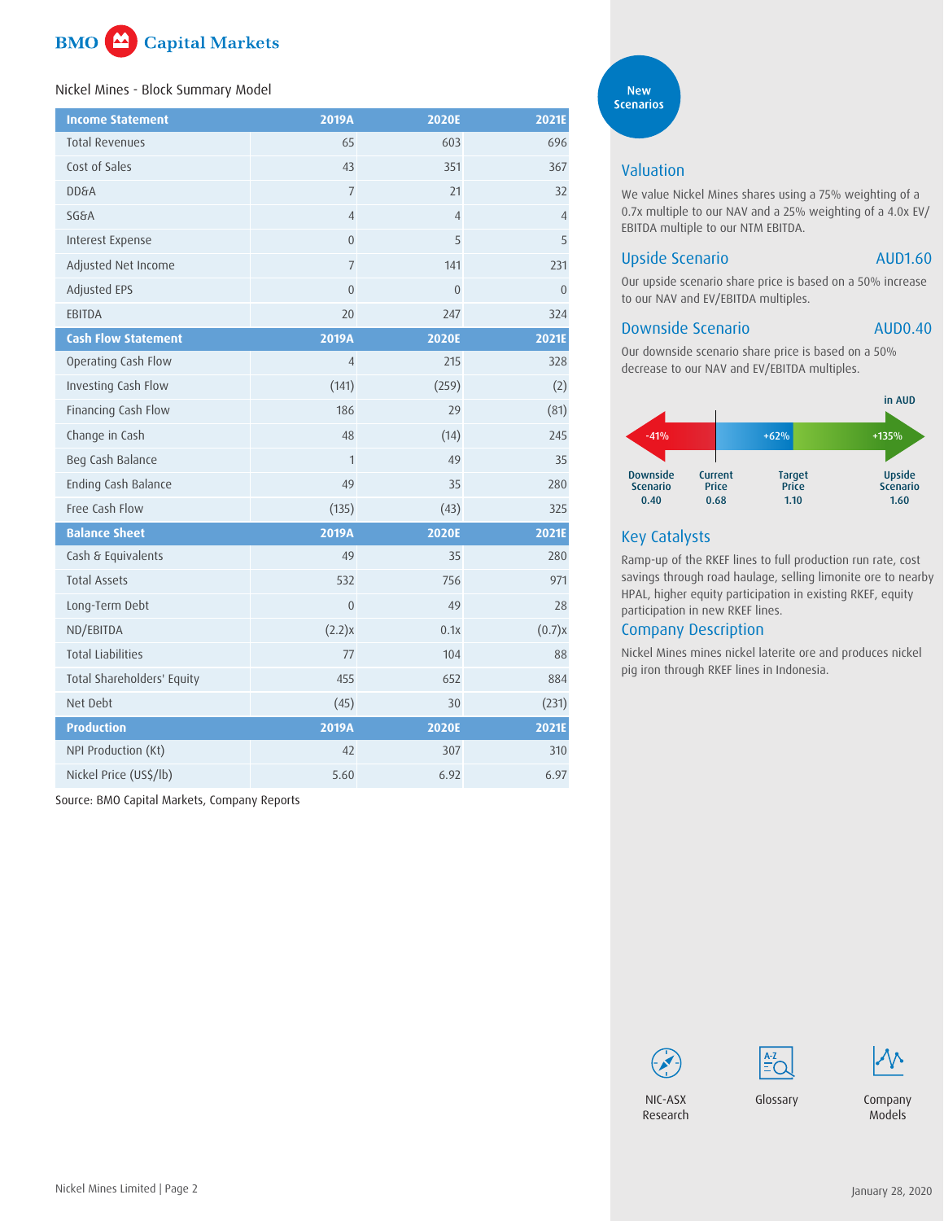Nickel Mines - Block Summary Model

| Income Statement | 2019A | 2020E | 2021E |
| --- | --- | --- | --- |
| Total Revenues | 65 | 603 | 696 |
| Cost of Sales | 43 | 351 | 367 |
| DD&A | 7 | 21 | 32 |
| SG&A | 4 | 4 | 4 |
| Interest Expense | 0 | 5 | 5 |
| Adjusted Net Income | 7 | 141 | 231 |
| Adjusted EPS | 0 | 0 | 0 |
| EBITDA | 20 | 247 | 324 |
| **Cash Flow Statement** | **2019A** | **2020E** | **2021E** |
| Operating Cash Flow | 4 | 215 | 328 |
| Investing Cash Flow | (141) | (259) | (2) |
| Financing Cash Flow | 186 | 29 | (81) |
| Change in Cash | 48 | (14) | 245 |
| Beg Cash Balance | 1 | 49 | 35 |
| Ending Cash Balance | 49 | 35 | 280 |
| Free Cash Flow | (135) | (43) | 325 |
| **Balance Sheet** | **2019A** | **2020E** | **2021E** |
| Cash & Equivalents | 49 | 35 | 280 |
| Total Assets | 532 | 756 | 971 |
| Long-Term Debt | 0 | 49 | 28 |
| ND/EBITDA | (2.2)x | 0.1x | (0.7)x |
| Total Liabilities | 77 | 104 | 88 |
| Total Shareholders' Equity | 455 | 652 | 884 |
| Net Debt | (45) | 30 | (231) |
| **Production** | **2019A** | **2020E** | **2021E** |
| NPI Production (Kt) | 42 | 307 | 310 |
| Nickel Price (US$/lb) | 5.60 | 6.92 | 6.97 |

Source: BMO Capital Markets, Company Reports

New Scenarios

## Valuation

We value Nickel Mines shares using a 75% weighting of a 0.7x multiple to our NAV and a 25% weighting of a 4.0x EV/EBITDA multiple to our NTM EBITDA.

## Upside Scenario — AUD1.60

Our upside scenario share price is based on a 50% increase to our NAV and EV/EBITDA multiples.

## Downside Scenario — AUD0.40

Our downside scenario share price is based on a 50% decrease to our NAV and EV/EBITDA multiples.

in AUD

| Downside Scenario | Current Price | Target Price | Upside Scenario |
| --- | --- | --- | --- |
| 0.40 (-41%) | 0.68 | 1.10 (+62%) | 1.60 (+135%) |

## Key Catalysts

Ramp-up of the RKEF lines to full production run rate, cost savings through road haulage, selling limonite ore to nearby HPAL, higher equity participation in existing RKEF, equity participation in new RKEF lines.

## Company Description

Nickel Mines mines nickel laterite ore and produces nickel pig iron through RKEF lines in Indonesia.

NIC-ASX Research | Glossary | Company Models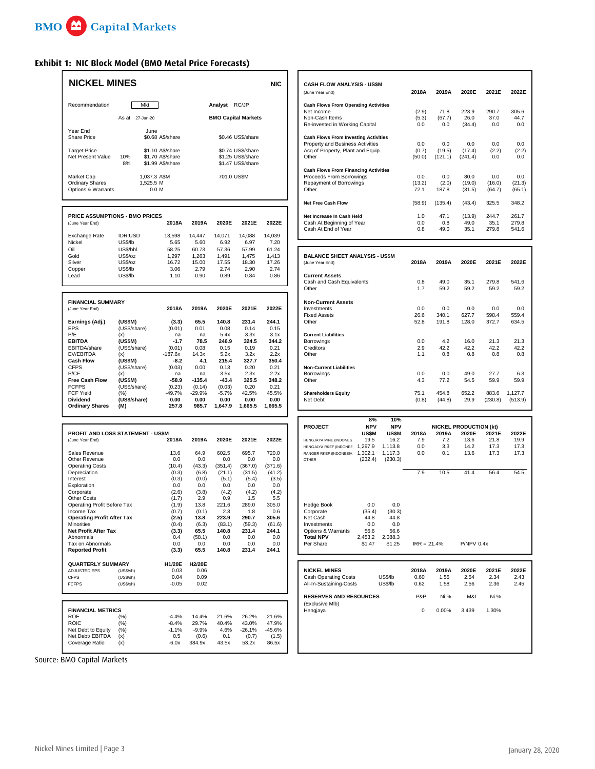## Exhibit 1: NIC Block Model (BMO Metal Price Forecasts)

### NICKEL MINES — NIC

| | | | |
|---|---|---|---|
| Recommendation | Mkt | Analyst | RC/JP |
| | As at 27-Jan-20 | BMO Capital Markets | |
| Year End | June | | |
| Share Price | $0.68 A$/share | $0.46 US$/share | |
| Target Price | $1.10 A$/share | $0.74 US$/share | |
| Net Present Value 10% | $1.70 A$/share | $1.25 US$/share | |
| Net Present Value 8% | $1.99 A$/share | $1.47 US$/share | |
| Market Cap | 1,037.3 A$M | 701.0 US$M | |
| Ordinary Shares | 1,525.5 M | | |
| Options & Warrants | 0.0 M | | |

### PRICE ASSUMPTIONS - BMO PRICES

| (June Year End) | | 2018A | 2019A | 2020E | 2021E | 2022E |
|---|---|---|---|---|---|---|
| Exchange Rate | IDR:USD | 13,598 | 14,447 | 14,071 | 14,088 | 14,039 |
| Nickel | US$/lb | 5.65 | 5.60 | 6.92 | 6.97 | 7.20 |
| Oil | US$/bbl | 58.25 | 60.73 | 57.36 | 57.99 | 61.24 |
| Gold | US$/oz | 1,297 | 1,263 | 1,491 | 1,475 | 1,413 |
| Silver | US$/oz | 16.72 | 15.00 | 17.55 | 18.30 | 17.26 |
| Copper | US$/lb | 3.06 | 2.79 | 2.74 | 2.90 | 2.74 |
| Lead | US$/lb | 1.10 | 0.90 | 0.89 | 0.84 | 0.86 |

### FINANCIAL SUMMARY

| (June Year End) | | 2018A | 2019A | 2020E | 2021E | 2022E |
|---|---|---|---|---|---|---|
| **Earnings (Adj.)** | **(US$M)** | **(3.3)** | **65.5** | **140.8** | **231.4** | **244.1** |
| EPS | (US$/share) | (0.01) | 0.01 | 0.08 | 0.14 | 0.15 |
| P/E | (x) | na | na | 5.4x | 3.3x | 3.1x |
| **EBITDA** | **(US$M)** | **-1.7** | **78.5** | **246.9** | **324.5** | **344.2** |
| EBITDA/share | (US$/share) | (0.01) | 0.08 | 0.15 | 0.19 | 0.21 |
| EV/EBITDA | (x) | -187.6x | 14.3x | 5.2x | 3.2x | 2.2x |
| **Cash Flow** | **(US$M)** | **-8.2** | **4.1** | **215.4** | **327.7** | **350.4** |
| CFPS | (US$/share) | (0.03) | 0.00 | 0.13 | 0.20 | 0.21 |
| P/CF | (x) | na | na | 3.5x | 2.3x | 2.2x |
| **Free Cash Flow** | **(US$M)** | **-58.9** | **-135.4** | **-43.4** | **325.5** | **348.2** |
| FCFPS | (US$/share) | (0.23) | (0.14) | (0.03) | 0.20 | 0.21 |
| FCF Yield | (%) | -49.7% | -29.9% | -5.7% | 42.5% | 45.5% |
| **Dividend** | **(US$/share)** | **0.00** | **0.00** | **0.00** | **0.00** | **0.00** |
| **Ordinary Shares** | **(M)** | **257.8** | **985.7** | **1,647.9** | **1,665.5** | **1,665.5** |

### PROFIT AND LOSS STATEMENT - US$M

| (June Year End) | 2018A | 2019A | 2020E | 2021E | 2022E |
|---|---|---|---|---|---|
| Sales Revenue | 13.6 | 64.9 | 602.5 | 695.7 | 720.0 |
| Other Revenue | 0.0 | 0.0 | 0.0 | 0.0 | 0.0 |
| Operating Costs | (10.4) | (43.3) | (351.4) | (367.0) | (371.6) |
| Depreciation | (0.3) | (6.8) | (21.1) | (31.5) | (41.2) |
| Interest | (0.3) | (0.0) | (5.1) | (5.4) | (3.5) |
| Exploration | 0.0 | 0.0 | 0.0 | 0.0 | 0.0 |
| Corporate | (2.6) | (3.8) | (4.2) | (4.2) | (4.2) |
| Other Costs | (1.7) | 2.9 | 0.9 | 1.5 | 5.5 |
| Operating Profit Before Tax | (1.9) | 13.8 | 221.6 | 289.0 | 305.0 |
| Income Tax | (0.7) | (0.1) | 2.3 | 1.8 | 0.6 |
| **Operating Profit After Tax** | **(2.5)** | **13.8** | **223.9** | **290.7** | **305.6** |
| Minorities | (0.4) | (6.3) | (83.1) | (59.3) | (61.6) |
| **Net Profit After Tax** | **(3.3)** | **65.5** | **140.8** | **231.4** | **244.1** |
| Abnormals | 0.4 | (58.1) | 0.0 | 0.0 | 0.0 |
| Tax on Abnormals | 0.0 | 0.0 | 0.0 | 0.0 | 0.0 |
| **Reported Profit** | **(3.3)** | **65.5** | **140.8** | **231.4** | **244.1** |

### QUARTERLY SUMMARY

| | | H1/20E | H2/20E |
|---|---|---|---|
| ADJUSTED EPS | (US$/sh) | 0.03 | 0.06 |
| CFPS | (US$/sh) | 0.04 | 0.09 |
| FCFPS | (US$/sh) | -0.05 | 0.02 |

### FINANCIAL METRICS

| | | 2018A | 2019A | 2020E | 2021E | 2022E |
|---|---|---|---|---|---|---|
| ROE | (%) | -4.4% | 14.4% | 21.6% | 26.2% | 21.6% |
| ROIC | (%) | -8.4% | 29.7% | 40.4% | 43.0% | 47.9% |
| Net Debt to Equity | (%) | -1.1% | -9.9% | 4.6% | -26.1% | -45.6% |
| Net Debt/ EBITDA | (x) | 0.5 | (0.6) | 0.1 | (0.7) | (1.5) |
| Coverage Ratio | (x) | -6.0x | 384.9x | 43.5x | 53.2x | 86.5x |

### CASH FLOW ANALYSIS - US$M

| (June Year End) | 2018A | 2019A | 2020E | 2021E | 2022E |
|---|---|---|---|---|---|
| **Cash Flows From Operating Activities** | | | | | |
| Net Income | (2.9) | 71.8 | 223.9 | 290.7 | 305.6 |
| Non-Cash Items | (5.3) | (67.7) | 26.0 | 37.0 | 44.7 |
| Re-invested in Working Capital | 0.0 | 0.0 | (34.4) | 0.0 | 0.0 |
| **Cash Flows From Investing Activities** | | | | | |
| Property and Business Activities | 0.0 | 0.0 | 0.0 | 0.0 | 0.0 |
| Acq.of Property, Plant and Equip. | (0.7) | (19.5) | (17.4) | (2.2) | (2.2) |
| Other | (50.0) | (121.1) | (241.4) | 0.0 | 0.0 |
| **Cash Flows From Financing Activities** | | | | | |
| Proceeds From Borrowings | 0.0 | 0.0 | 80.0 | 0.0 | 0.0 |
| Repayment of Borrowings | (13.2) | (2.0) | (19.0) | (16.0) | (21.3) |
| Other | 72.1 | 187.8 | (31.5) | (64.7) | (65.1) |
| **Net Free Cash Flow** | (58.9) | (135.4) | (43.4) | 325.5 | 348.2 |
| **Net Increase In Cash Held** | 1.0 | 47.1 | (13.9) | 244.7 | 261.7 |
| Cash At Beginning of Year | 0.0 | 0.8 | 49.0 | 35.1 | 279.8 |
| Cash At End of Year | 0.8 | 49.0 | 35.1 | 279.8 | 541.6 |

### BALANCE SHEET ANALYSIS - US$M

| (June Year End) | 2018A | 2019A | 2020E | 2021E | 2022E |
|---|---|---|---|---|---|
| **Current Assets** | | | | | |
| Cash and Cash Equivalents | 0.8 | 49.0 | 35.1 | 279.8 | 541.6 |
| Other | 1.7 | 59.2 | 59.2 | 59.2 | 59.2 |
| **Non-Current Assets** | | | | | |
| Investments | 0.0 | 0.0 | 0.0 | 0.0 | 0.0 |
| Fixed Assets | 26.6 | 340.1 | 627.7 | 598.4 | 559.4 |
| Other | 52.8 | 191.8 | 128.0 | 372.7 | 634.5 |
| **Current Liabilities** | | | | | |
| Borrowings | 0.0 | 4.2 | 16.0 | 21.3 | 21.3 |
| Creditors | 2.9 | 42.2 | 42.2 | 42.2 | 42.2 |
| Other | 1.1 | 0.8 | 0.8 | 0.8 | 0.8 |
| **Non-Current Liabilities** | | | | | |
| Borrowings | 0.0 | 0.0 | 49.0 | 27.7 | 6.3 |
| Other | 4.3 | 77.2 | 54.5 | 59.9 | 59.9 |
| **Shareholders Equity** | 75.1 | 454.8 | 652.2 | 883.6 | 1,127.7 |
| Net Debt | (0.8) | (44.8) | 29.9 | (230.8) | (513.9) |

### PROJECT

| PROJECT | 8% NPV US$M | 10% NPV US$M | 2018A | 2019A | 2020E | 2021E | 2022E |
|---|---|---|---|---|---|---|---|
| | | | **NICKEL PRODUCTION (kt)** | | | | |
| HENGJAYA MINE (INDONES | 19.5 | 16.2 | 7.9 | 7.2 | 13.6 | 21.8 | 19.9 |
| HENGJAYA RKEF (INDONES | 1,297.9 | 1,113.8 | 0.0 | 3.3 | 14.2 | 17.3 | 17.3 |
| RANGER RKEF (INDONESIA | 1,302.1 | 1,117.3 | 0.0 | 0.1 | 13.6 | 17.3 | 17.3 |
| OTHER | (232.4) | (230.3) | | | | | |
| | | | 7.9 | 10.5 | 41.4 | 56.4 | 54.5 |
| Hedge Book | 0.0 | 0.0 | | | | | |
| Corporate | (35.4) | (30.3) | | | | | |
| Net Cash | 44.8 | 44.8 | | | | | |
| Investments | 0.0 | 0.0 | | | | | |
| Options & Warrants | 56.6 | 56.6 | | | | | |
| **Total NPV** | 2,453.2 | 2,088.3 | | | | | |
| Per Share | $1.47 | $1.25 | IRR = 21.4% | | P/NPV 0.4x | | |

### NICKEL MINES

| | | 2018A | 2019A | 2020E | 2021E | 2022E |
|---|---|---|---|---|---|---|
| Cash Operating Costs | US$/lb | 0.60 | 1.55 | 2.54 | 2.34 | 2.43 |
| All-In-Sustaining-Costs | US$/lb | 0.62 | 1.58 | 2.56 | 2.36 | 2.45 |

### RESERVES AND RESOURCES (Exclusive Mlb)

| | P&P | Ni % | M&I | Ni % |
|---|---|---|---|---|
| Hengjaya | 0 | 0.00% | 3,439 | 1.30% |

Source: BMO Capital Markets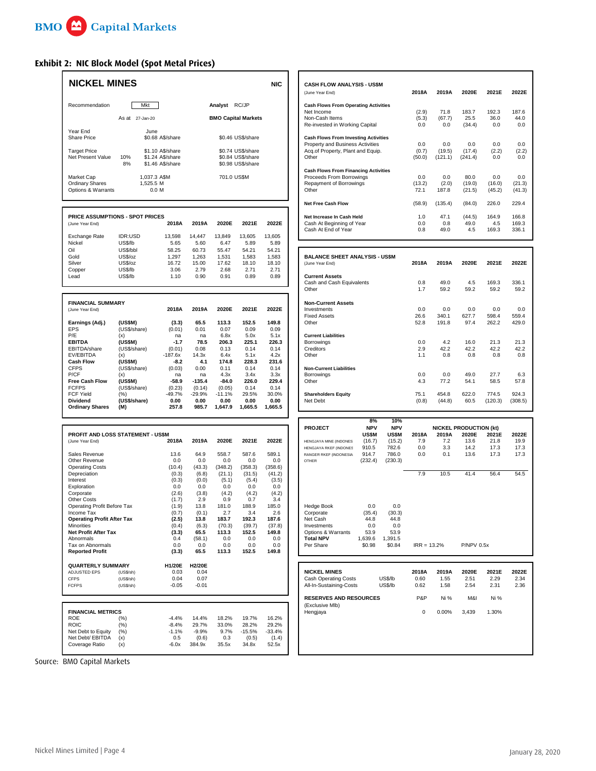## Exhibit 2: NIC Block Model (Spot Metal Prices)

### NICKEL MINES — NIC

| | | | |
|---|---|---|---|
| Recommendation | Mkt | Analyst | RC/JP |
| | As at 27-Jan-20 | BMO Capital Markets | |
| Year End | June | | |
| Share Price | $0.68 A$/share | $0.46 US$/share | |
| Target Price | $1.10 A$/share | $0.74 US$/share | |
| Net Present Value 10% | $1.24 A$/share | $0.84 US$/share | |
| 8% | $1.46 A$/share | $0.98 US$/share | |
| Market Cap | 1,037.3 A$M | 701.0 US$M | |
| Ordinary Shares | 1,525.5 M | | |
| Options & Warrants | 0.0 M | | |

**PRICE ASSUMPTIONS - SPOT PRICES**

| (June Year End) | | 2018A | 2019A | 2020E | 2021E | 2022E |
|---|---|---|---|---|---|---|
| Exchange Rate | IDR:USD | 13,598 | 14,447 | 13,849 | 13,605 | 13,605 |
| Nickel | US$/lb | 5.65 | 5.60 | 6.47 | 5.89 | 5.89 |
| Oil | US$/bbl | 58.25 | 60.73 | 55.47 | 54.21 | 54.21 |
| Gold | US$/oz | 1,297 | 1,263 | 1,531 | 1,583 | 1,583 |
| Silver | US$/oz | 16.72 | 15.00 | 17.62 | 18.10 | 18.10 |
| Copper | US$/lb | 3.06 | 2.79 | 2.68 | 2.71 | 2.71 |
| Lead | US$/lb | 1.10 | 0.90 | 0.91 | 0.89 | 0.89 |

**FINANCIAL SUMMARY**

| (June Year End) | | 2018A | 2019A | 2020E | 2021E | 2022E |
|---|---|---|---|---|---|---|
| **Earnings (Adj.)** | **(US$M)** | **(3.3)** | **65.5** | **113.3** | **152.5** | **149.8** |
| EPS | (US$/share) | (0.01) | 0.01 | 0.07 | 0.09 | 0.09 |
| P/E | (x) | na | na | 6.8x | 5.0x | 5.1x |
| **EBITDA** | **(US$M)** | **-1.7** | **78.5** | **206.3** | **225.1** | **226.3** |
| EBITDA/share | (US$/share) | (0.01) | 0.08 | 0.13 | 0.14 | 0.14 |
| EV/EBITDA | (x) | -187.6x | 14.3x | 6.4x | 5.1x | 4.2x |
| **Cash Flow** | **(US$M)** | **-8.2** | **4.1** | **174.8** | **228.3** | **231.6** |
| CFPS | (US$/share) | (0.03) | 0.00 | 0.11 | 0.14 | 0.14 |
| P/CF | (x) | na | na | 4.3x | 3.4x | 3.3x |
| **Free Cash Flow** | **(US$M)** | **-58.9** | **-135.4** | **-84.0** | **226.0** | **229.4** |
| FCFPS | (US$/share) | (0.23) | (0.14) | (0.05) | 0.14 | 0.14 |
| FCF Yield | (%) | -49.7% | -29.9% | -11.1% | 29.5% | 30.0% |
| **Dividend** | **(US$/share)** | **0.00** | **0.00** | **0.00** | **0.00** | **0.00** |
| **Ordinary Shares** | **(M)** | **257.8** | **985.7** | **1,647.9** | **1,665.5** | **1,665.5** |

**PROFIT AND LOSS STATEMENT - US$M**

| (June Year End) | 2018A | 2019A | 2020E | 2021E | 2022E |
|---|---|---|---|---|---|
| Sales Revenue | 13.6 | 64.9 | 558.7 | 587.6 | 589.1 |
| Other Revenue | 0.0 | 0.0 | 0.0 | 0.0 | 0.0 |
| Operating Costs | (10.4) | (43.3) | (348.2) | (358.3) | (358.6) |
| Depreciation | (0.3) | (6.8) | (21.1) | (31.5) | (41.2) |
| Interest | (0.3) | (0.0) | (5.1) | (5.4) | (3.5) |
| Exploration | 0.0 | 0.0 | 0.0 | 0.0 | 0.0 |
| Corporate | (2.6) | (3.8) | (4.2) | (4.2) | (4.2) |
| Other Costs | (1.7) | 2.9 | 0.9 | 0.7 | 3.4 |
| Operating Profit Before Tax | (1.9) | 13.8 | 181.0 | 188.9 | 185.0 |
| Income Tax | (0.7) | (0.1) | 2.7 | 3.4 | 2.6 |
| **Operating Profit After Tax** | **(2.5)** | **13.8** | **183.7** | **192.3** | **187.6** |
| Minorities | (0.4) | (6.3) | (70.3) | (39.7) | (37.8) |
| **Net Profit After Tax** | **(3.3)** | **65.5** | **113.3** | **152.5** | **149.8** |
| Abnormals | 0.4 | (58.1) | 0.0 | 0.0 | 0.0 |
| Tax on Abnormals | 0.0 | 0.0 | 0.0 | 0.0 | 0.0 |
| **Reported Profit** | **(3.3)** | **65.5** | **113.3** | **152.5** | **149.8** |

**QUARTERLY SUMMARY**

| | | H1/20E | H2/20E |
|---|---|---|---|
| ADJUSTED EPS | (US$/sh) | 0.03 | 0.04 |
| CFPS | (US$/sh) | 0.04 | 0.07 |
| FCFPS | (US$/sh) | -0.05 | -0.01 |

**FINANCIAL METRICS**

| | | 2018A | 2019A | 2020E | 2021E | 2022E |
|---|---|---|---|---|---|---|
| ROE | (%) | -4.4% | 14.4% | 18.2% | 19.7% | 16.2% |
| ROIC | (%) | -8.4% | 29.7% | 33.0% | 28.2% | 29.2% |
| Net Debt to Equity | (%) | -1.1% | -9.9% | 9.7% | -15.5% | -33.4% |
| Net Debt/ EBITDA | (x) | 0.5 | (0.6) | 0.3 | (0.5) | (1.4) |
| Coverage Ratio | (x) | -6.0x | 384.9x | 35.5x | 34.8x | 52.5x |

**CASH FLOW ANALYSIS - US$M**

| (June Year End) | 2018A | 2019A | 2020E | 2021E | 2022E |
|---|---|---|---|---|---|
| **Cash Flows From Operating Activities** | | | | | |
| Net Income | (2.9) | 71.8 | 183.7 | 192.3 | 187.6 |
| Non-Cash Items | (5.3) | (67.7) | 25.5 | 36.0 | 44.0 |
| Re-invested in Working Capital | 0.0 | 0.0 | (34.4) | 0.0 | 0.0 |
| **Cash Flows From Investing Activities** | | | | | |
| Property and Business Activities | 0.0 | 0.0 | 0.0 | 0.0 | 0.0 |
| Acq.of Property, Plant and Equip. | (0.7) | (19.5) | (17.4) | (2.2) | (2.2) |
| Other | (50.0) | (121.1) | (241.4) | 0.0 | 0.0 |
| **Cash Flows From Financing Activities** | | | | | |
| Proceeds From Borrowings | 0.0 | 0.0 | 80.0 | 0.0 | 0.0 |
| Repayment of Borrowings | (13.2) | (2.0) | (19.0) | (16.0) | (21.3) |
| Other | 72.1 | 187.8 | (21.5) | (45.2) | (41.3) |
| **Net Free Cash Flow** | (58.9) | (135.4) | (84.0) | 226.0 | 229.4 |
| **Net Increase In Cash Held** | 1.0 | 47.1 | (44.5) | 164.9 | 166.8 |
| Cash At Beginning of Year | 0.0 | 0.8 | 49.0 | 4.5 | 169.3 |
| Cash At End of Year | 0.8 | 49.0 | 4.5 | 169.3 | 336.1 |

**BALANCE SHEET ANALYSIS - US$M**

| (June Year End) | 2018A | 2019A | 2020E | 2021E | 2022E |
|---|---|---|---|---|---|
| **Current Assets** | | | | | |
| Cash and Cash Equivalents | 0.8 | 49.0 | 4.5 | 169.3 | 336.1 |
| Other | 1.7 | 59.2 | 59.2 | 59.2 | 59.2 |
| **Non-Current Assets** | | | | | |
| Investments | 0.0 | 0.0 | 0.0 | 0.0 | 0.0 |
| Fixed Assets | 26.6 | 340.1 | 627.7 | 598.4 | 559.4 |
| Other | 52.8 | 191.8 | 97.4 | 262.2 | 429.0 |
| **Current Liabilities** | | | | | |
| Borrowings | 0.0 | 4.2 | 16.0 | 21.3 | 21.3 |
| Creditors | 2.9 | 42.2 | 42.2 | 42.2 | 42.2 |
| Other | 1.1 | 0.8 | 0.8 | 0.8 | 0.8 |
| **Non-Current Liabilities** | | | | | |
| Borrowings | 0.0 | 0.0 | 49.0 | 27.7 | 6.3 |
| Other | 4.3 | 77.2 | 54.1 | 58.5 | 57.8 |
| **Shareholders Equity** | 75.1 | 454.8 | 622.0 | 774.5 | 924.3 |
| Net Debt | (0.8) | (44.8) | 60.5 | (120.3) | (308.5) |

| **PROJECT** | 8% NPV US$M | 10% NPV US$M | NICKEL PRODUCTION (kt) 2018A | 2019A | 2020E | 2021E | 2022E |
|---|---|---|---|---|---|---|---|
| HENGJAYA MINE (INDONES | (16.7) | (15.2) | 7.9 | 7.2 | 13.6 | 21.8 | 19.9 |
| HENGJAYA RKEF (INDONES | 910.5 | 782.6 | 0.0 | 3.3 | 14.2 | 17.3 | 17.3 |
| RANGER RKEF (INDONESIA | 914.7 | 786.0 | 0.0 | 0.1 | 13.6 | 17.3 | 17.3 |
| OTHER | (232.4) | (230.3) | | | | | |
| | | | 7.9 | 10.5 | 41.4 | 56.4 | 54.5 |
| Hedge Book | 0.0 | 0.0 | | | | | |
| Corporate | (35.4) | (30.3) | | | | | |
| Net Cash | 44.8 | 44.8 | | | | | |
| Investments | 0.0 | 0.0 | | | | | |
| Options & Warrants | 53.9 | 53.9 | | | | | |
| **Total NPV** | 1,639.6 | 1,391.5 | | | | | |
| Per Share | $0.98 | $0.84 | IRR = 13.2% | | P/NPV 0.5x | | |

| **NICKEL MINES** | | 2018A | 2019A | 2020E | 2021E | 2022E |
|---|---|---|---|---|---|---|
| Cash Operating Costs | US$/lb | 0.60 | 1.55 | 2.51 | 2.29 | 2.34 |
| All-In-Sustaining-Costs | US$/lb | 0.62 | 1.58 | 2.54 | 2.31 | 2.36 |

| **RESERVES AND RESOURCES** (Exclusive Mlb) | P&P | Ni % | M&I | Ni % |
|---|---|---|---|---|
| Hengjaya | 0 | 0.00% | 3,439 | 1.30% |

Source: BMO Capital Markets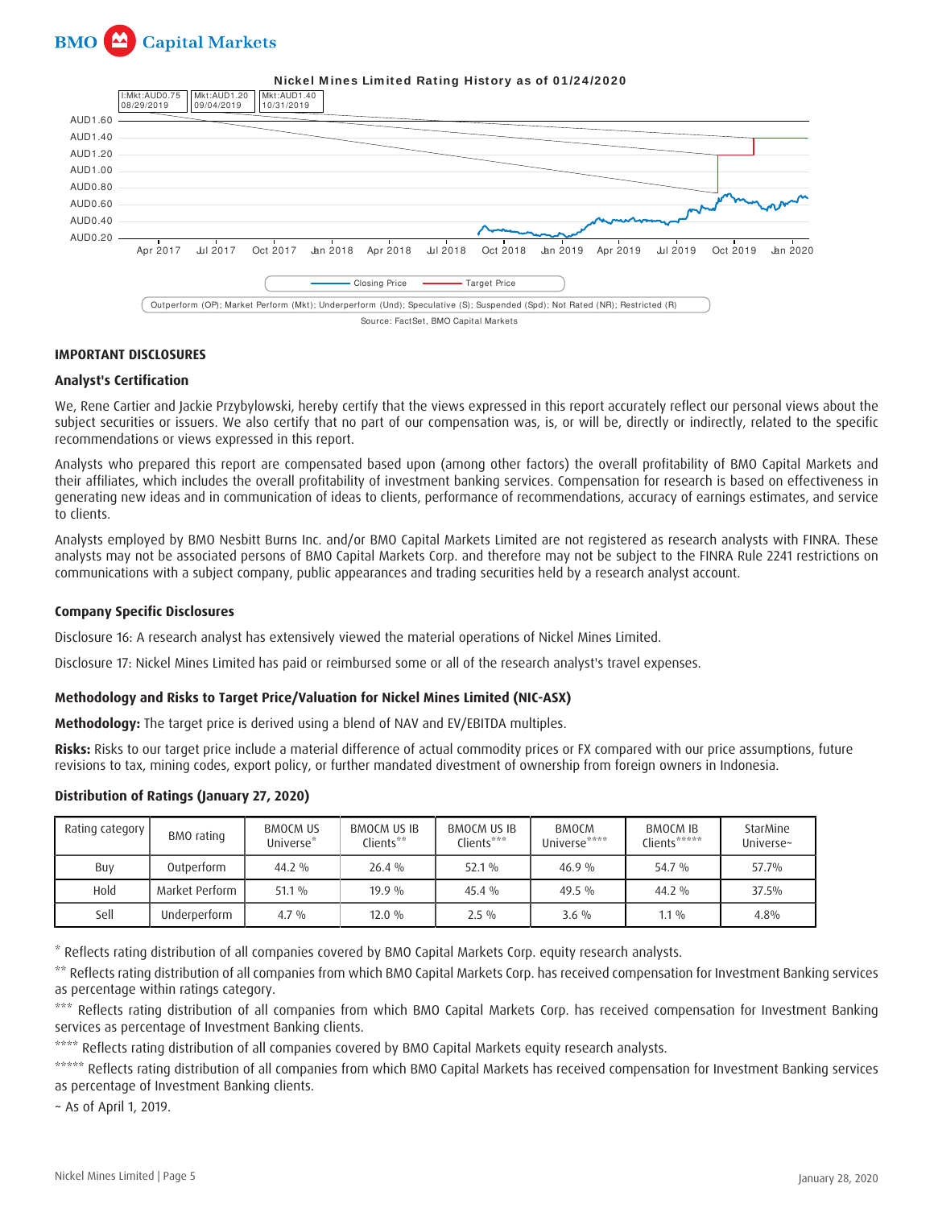**Nickel Mines Limited Rating History as of 01/24/2020**

I:Mkt:AUD0.75 08/29/2019 | Mkt:AUD1.20 09/04/2019 | Mkt:AUD1.40 10/31/2019

Closing Price — Target Price

Outperform (OP); Market Perform (Mkt); Underperform (Und); Speculative (S); Suspended (Spd); Not Rated (NR); Restricted (R)

Source: FactSet, BMO Capital Markets

## IMPORTANT DISCLOSURES

### Analyst's Certification

We, Rene Cartier and Jackie Przybylowski, hereby certify that the views expressed in this report accurately reflect our personal views about the subject securities or issuers. We also certify that no part of our compensation was, is, or will be, directly or indirectly, related to the specific recommendations or views expressed in this report.

Analysts who prepared this report are compensated based upon (among other factors) the overall profitability of BMO Capital Markets and their affiliates, which includes the overall profitability of investment banking services. Compensation for research is based on effectiveness in generating new ideas and in communication of ideas to clients, performance of recommendations, accuracy of earnings estimates, and service to clients.

Analysts employed by BMO Nesbitt Burns Inc. and/or BMO Capital Markets Limited are not registered as research analysts with FINRA. These analysts may not be associated persons of BMO Capital Markets Corp. and therefore may not be subject to the FINRA Rule 2241 restrictions on communications with a subject company, public appearances and trading securities held by a research analyst account.

### Company Specific Disclosures

Disclosure 16: A research analyst has extensively viewed the material operations of Nickel Mines Limited.

Disclosure 17: Nickel Mines Limited has paid or reimbursed some or all of the research analyst's travel expenses.

### Methodology and Risks to Target Price/Valuation for Nickel Mines Limited (NIC-ASX)

**Methodology:** The target price is derived using a blend of NAV and EV/EBITDA multiples.

**Risks:** Risks to our target price include a material difference of actual commodity prices or FX compared with our price assumptions, future revisions to tax, mining codes, export policy, or further mandated divestment of ownership from foreign owners in Indonesia.

### Distribution of Ratings (January 27, 2020)

| Rating category | BMO rating | BMOCM US Universe* | BMOCM US IB Clients** | BMOCM US IB Clients*** | BMOCM Universe**** | BMOCM IB Clients***** | StarMine Universe~ |
|---|---|---|---|---|---|---|---|
| Buy | Outperform | 44.2 % | 26.4 % | 52.1 % | 46.9 % | 54.7 % | 57.7% |
| Hold | Market Perform | 51.1 % | 19.9 % | 45.4 % | 49.5 % | 44.2 % | 37.5% |
| Sell | Underperform | 4.7 % | 12.0 % | 2.5 % | 3.6 % | 1.1 % | 4.8% |

* Reflects rating distribution of all companies covered by BMO Capital Markets Corp. equity research analysts.

** Reflects rating distribution of all companies from which BMO Capital Markets Corp. has received compensation for Investment Banking services as percentage within ratings category.

*** Reflects rating distribution of all companies from which BMO Capital Markets Corp. has received compensation for Investment Banking services as percentage of Investment Banking clients.

**** Reflects rating distribution of all companies covered by BMO Capital Markets equity research analysts.

***** Reflects rating distribution of all companies from which BMO Capital Markets has received compensation for Investment Banking services as percentage of Investment Banking clients.

~ As of April 1, 2019.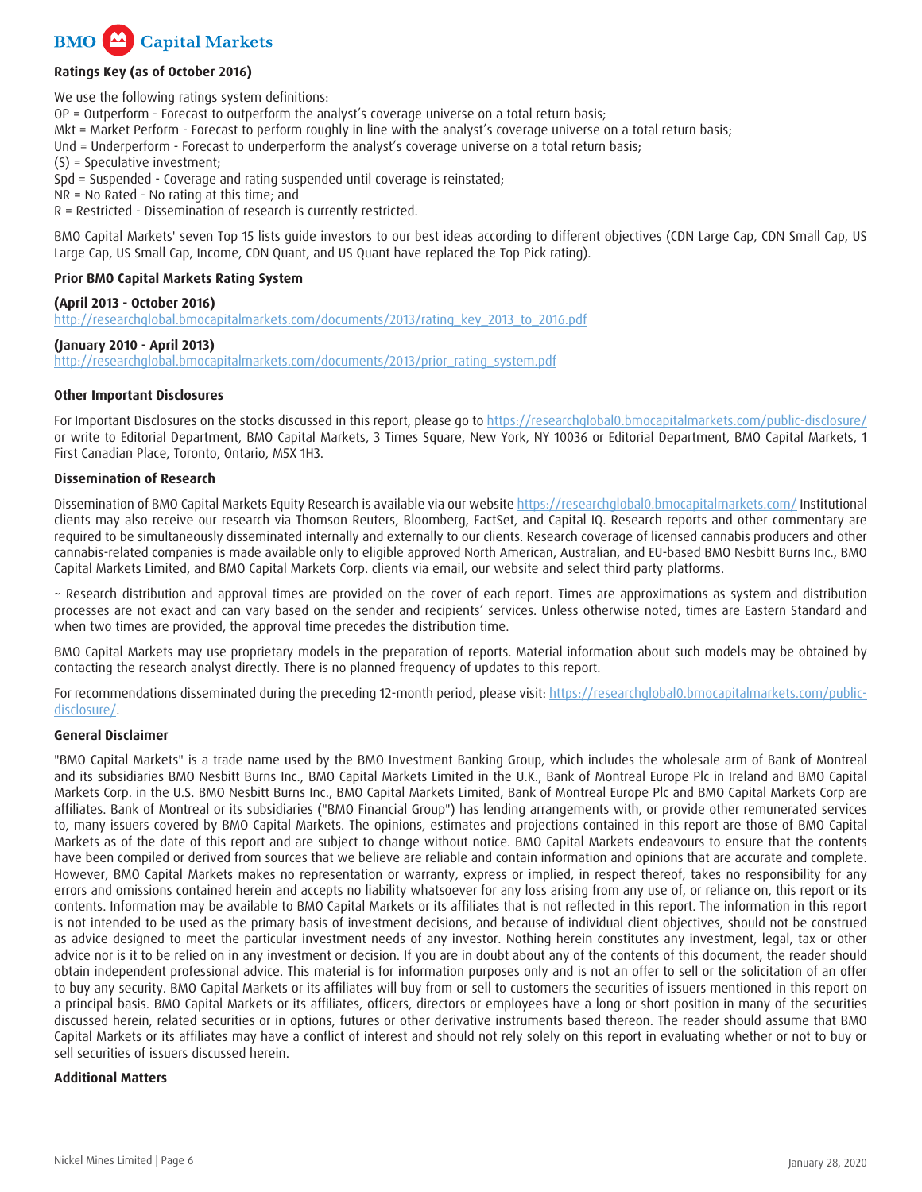**Ratings Key (as of October 2016)**

We use the following ratings system definitions:
OP = Outperform - Forecast to outperform the analyst's coverage universe on a total return basis;
Mkt = Market Perform - Forecast to perform roughly in line with the analyst's coverage universe on a total return basis;
Und = Underperform - Forecast to underperform the analyst's coverage universe on a total return basis;
(S) = Speculative investment;
Spd = Suspended - Coverage and rating suspended until coverage is reinstated;
NR = No Rated - No rating at this time; and
R = Restricted - Dissemination of research is currently restricted.

BMO Capital Markets' seven Top 15 lists guide investors to our best ideas according to different objectives (CDN Large Cap, CDN Small Cap, US Large Cap, US Small Cap, Income, CDN Quant, and US Quant have replaced the Top Pick rating).

**Prior BMO Capital Markets Rating System**

**(April 2013 - October 2016)**
http://researchglobal.bmocapitalmarkets.com/documents/2013/rating_key_2013_to_2016.pdf

**(January 2010 - April 2013)**
http://researchglobal.bmocapitalmarkets.com/documents/2013/prior_rating_system.pdf

**Other Important Disclosures**

For Important Disclosures on the stocks discussed in this report, please go to https://researchglobal0.bmocapitalmarkets.com/public-disclosure/ or write to Editorial Department, BMO Capital Markets, 3 Times Square, New York, NY 10036 or Editorial Department, BMO Capital Markets, 1 First Canadian Place, Toronto, Ontario, M5X 1H3.

**Dissemination of Research**

Dissemination of BMO Capital Markets Equity Research is available via our website https://researchglobal0.bmocapitalmarkets.com/ Institutional clients may also receive our research via Thomson Reuters, Bloomberg, FactSet, and Capital IQ. Research reports and other commentary are required to be simultaneously disseminated internally and externally to our clients. Research coverage of licensed cannabis producers and other cannabis-related companies is made available only to eligible approved North American, Australian, and EU-based BMO Nesbitt Burns Inc., BMO Capital Markets Limited, and BMO Capital Markets Corp. clients via email, our website and select third party platforms.

~ Research distribution and approval times are provided on the cover of each report. Times are approximations as system and distribution processes are not exact and can vary based on the sender and recipients' services. Unless otherwise noted, times are Eastern Standard and when two times are provided, the approval time precedes the distribution time.

BMO Capital Markets may use proprietary models in the preparation of reports. Material information about such models may be obtained by contacting the research analyst directly. There is no planned frequency of updates to this report.

For recommendations disseminated during the preceding 12-month period, please visit: https://researchglobal0.bmocapitalmarkets.com/public-disclosure/.

**General Disclaimer**

"BMO Capital Markets" is a trade name used by the BMO Investment Banking Group, which includes the wholesale arm of Bank of Montreal and its subsidiaries BMO Nesbitt Burns Inc., BMO Capital Markets Limited in the U.K., Bank of Montreal Europe Plc in Ireland and BMO Capital Markets Corp. in the U.S. BMO Nesbitt Burns Inc., BMO Capital Markets Limited, Bank of Montreal Europe Plc and BMO Capital Markets Corp are affiliates. Bank of Montreal or its subsidiaries ("BMO Financial Group") has lending arrangements with, or provide other remunerated services to, many issuers covered by BMO Capital Markets. The opinions, estimates and projections contained in this report are those of BMO Capital Markets as of the date of this report and are subject to change without notice. BMO Capital Markets endeavours to ensure that the contents have been compiled or derived from sources that we believe are reliable and contain information and opinions that are accurate and complete. However, BMO Capital Markets makes no representation or warranty, express or implied, in respect thereof, takes no responsibility for any errors and omissions contained herein and accepts no liability whatsoever for any loss arising from any use of, or reliance on, this report or its contents. Information may be available to BMO Capital Markets or its affiliates that is not reflected in this report. The information in this report is not intended to be used as the primary basis of investment decisions, and because of individual client objectives, should not be construed as advice designed to meet the particular investment needs of any investor. Nothing herein constitutes any investment, legal, tax or other advice nor is it to be relied on in any investment or decision. If you are in doubt about any of the contents of this document, the reader should obtain independent professional advice. This material is for information purposes only and is not an offer to sell or the solicitation of an offer to buy any security. BMO Capital Markets or its affiliates will buy from or sell to customers the securities of issuers mentioned in this report on a principal basis. BMO Capital Markets or its affiliates, officers, directors or employees have a long or short position in many of the securities discussed herein, related securities or in options, futures or other derivative instruments based thereon. The reader should assume that BMO Capital Markets or its affiliates may have a conflict of interest and should not rely solely on this report in evaluating whether or not to buy or sell securities of issuers discussed herein.

**Additional Matters**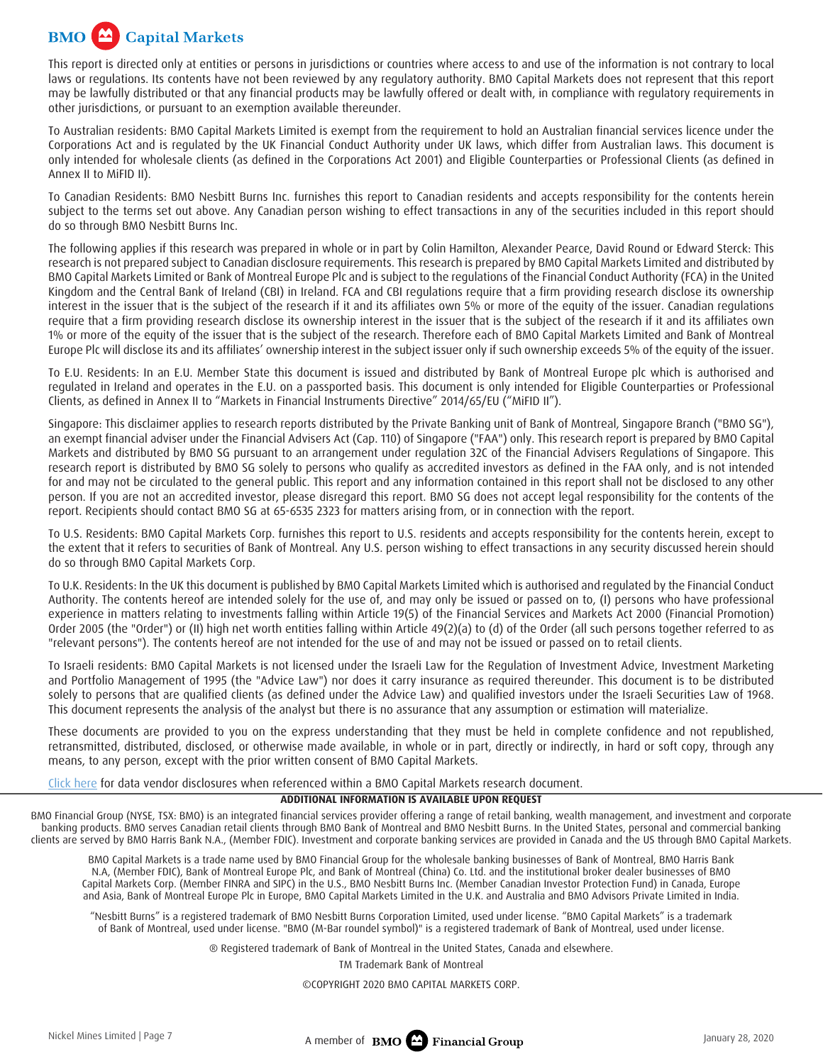This report is directed only at entities or persons in jurisdictions or countries where access to and use of the information is not contrary to local laws or regulations. Its contents have not been reviewed by any regulatory authority. BMO Capital Markets does not represent that this report may be lawfully distributed or that any financial products may be lawfully offered or dealt with, in compliance with regulatory requirements in other jurisdictions, or pursuant to an exemption available thereunder.

To Australian residents: BMO Capital Markets Limited is exempt from the requirement to hold an Australian financial services licence under the Corporations Act and is regulated by the UK Financial Conduct Authority under UK laws, which differ from Australian laws. This document is only intended for wholesale clients (as defined in the Corporations Act 2001) and Eligible Counterparties or Professional Clients (as defined in Annex II to MiFID II).

To Canadian Residents: BMO Nesbitt Burns Inc. furnishes this report to Canadian residents and accepts responsibility for the contents herein subject to the terms set out above. Any Canadian person wishing to effect transactions in any of the securities included in this report should do so through BMO Nesbitt Burns Inc.

The following applies if this research was prepared in whole or in part by Colin Hamilton, Alexander Pearce, David Round or Edward Sterck: This research is not prepared subject to Canadian disclosure requirements. This research is prepared by BMO Capital Markets Limited and distributed by BMO Capital Markets Limited or Bank of Montreal Europe Plc and is subject to the regulations of the Financial Conduct Authority (FCA) in the United Kingdom and the Central Bank of Ireland (CBI) in Ireland. FCA and CBI regulations require that a firm providing research disclose its ownership interest in the issuer that is the subject of the research if it and its affiliates own 5% or more of the equity of the issuer. Canadian regulations require that a firm providing research disclose its ownership interest in the issuer that is the subject of the research if it and its affiliates own 1% or more of the equity of the issuer that is the subject of the research. Therefore each of BMO Capital Markets Limited and Bank of Montreal Europe Plc will disclose its and its affiliates' ownership interest in the subject issuer only if such ownership exceeds 5% of the equity of the issuer.

To E.U. Residents: In an E.U. Member State this document is issued and distributed by Bank of Montreal Europe plc which is authorised and regulated in Ireland and operates in the E.U. on a passported basis. This document is only intended for Eligible Counterparties or Professional Clients, as defined in Annex II to "Markets in Financial Instruments Directive" 2014/65/EU ("MiFID II").

Singapore: This disclaimer applies to research reports distributed by the Private Banking unit of Bank of Montreal, Singapore Branch ("BMO SG"), an exempt financial adviser under the Financial Advisers Act (Cap. 110) of Singapore ("FAA") only. This research report is prepared by BMO Capital Markets and distributed by BMO SG pursuant to an arrangement under regulation 32C of the Financial Advisers Regulations of Singapore. This research report is distributed by BMO SG solely to persons who qualify as accredited investors as defined in the FAA only, and is not intended for and may not be circulated to the general public. This report and any information contained in this report shall not be disclosed to any other person. If you are not an accredited investor, please disregard this report. BMO SG does not accept legal responsibility for the contents of the report. Recipients should contact BMO SG at 65-6535 2323 for matters arising from, or in connection with the report.

To U.S. Residents: BMO Capital Markets Corp. furnishes this report to U.S. residents and accepts responsibility for the contents herein, except to the extent that it refers to securities of Bank of Montreal. Any U.S. person wishing to effect transactions in any security discussed herein should do so through BMO Capital Markets Corp.

To U.K. Residents: In the UK this document is published by BMO Capital Markets Limited which is authorised and regulated by the Financial Conduct Authority. The contents hereof are intended solely for the use of, and may only be issued or passed on to, (I) persons who have professional experience in matters relating to investments falling within Article 19(5) of the Financial Services and Markets Act 2000 (Financial Promotion) Order 2005 (the "Order") or (II) high net worth entities falling within Article 49(2)(a) to (d) of the Order (all such persons together referred to as "relevant persons"). The contents hereof are not intended for the use of and may not be issued or passed on to retail clients.

To Israeli residents: BMO Capital Markets is not licensed under the Israeli Law for the Regulation of Investment Advice, Investment Marketing and Portfolio Management of 1995 (the "Advice Law") nor does it carry insurance as required thereunder. This document is to be distributed solely to persons that are qualified clients (as defined under the Advice Law) and qualified investors under the Israeli Securities Law of 1968. This document represents the analysis of the analyst but there is no assurance that any assumption or estimation will materialize.

These documents are provided to you on the express understanding that they must be held in complete confidence and not republished, retransmitted, distributed, disclosed, or otherwise made available, in whole or in part, directly or indirectly, in hard or soft copy, through any means, to any person, except with the prior written consent of BMO Capital Markets.

Click here for data vendor disclosures when referenced within a BMO Capital Markets research document.

**ADDITIONAL INFORMATION IS AVAILABLE UPON REQUEST**

BMO Financial Group (NYSE, TSX: BMO) is an integrated financial services provider offering a range of retail banking, wealth management, and investment and corporate banking products. BMO serves Canadian retail clients through BMO Bank of Montreal and BMO Nesbitt Burns. In the United States, personal and commercial banking clients are served by BMO Harris Bank N.A., (Member FDIC). Investment and corporate banking services are provided in Canada and the US through BMO Capital Markets.

BMO Capital Markets is a trade name used by BMO Financial Group for the wholesale banking businesses of Bank of Montreal, BMO Harris Bank N.A, (Member FDIC), Bank of Montreal Europe Plc, and Bank of Montreal (China) Co. Ltd. and the institutional broker dealer businesses of BMO Capital Markets Corp. (Member FINRA and SIPC) in the U.S., BMO Nesbitt Burns Inc. (Member Canadian Investor Protection Fund) in Canada, Europe and Asia, Bank of Montreal Europe Plc in Europe, BMO Capital Markets Limited in the U.K. and Australia and BMO Advisors Private Limited in India.

"Nesbitt Burns" is a registered trademark of BMO Nesbitt Burns Corporation Limited, used under license. "BMO Capital Markets" is a trademark of Bank of Montreal, used under license. "BMO (M-Bar roundel symbol)" is a registered trademark of Bank of Montreal, used under license.

® Registered trademark of Bank of Montreal in the United States, Canada and elsewhere.

TM Trademark Bank of Montreal

©COPYRIGHT 2020 BMO CAPITAL MARKETS CORP.